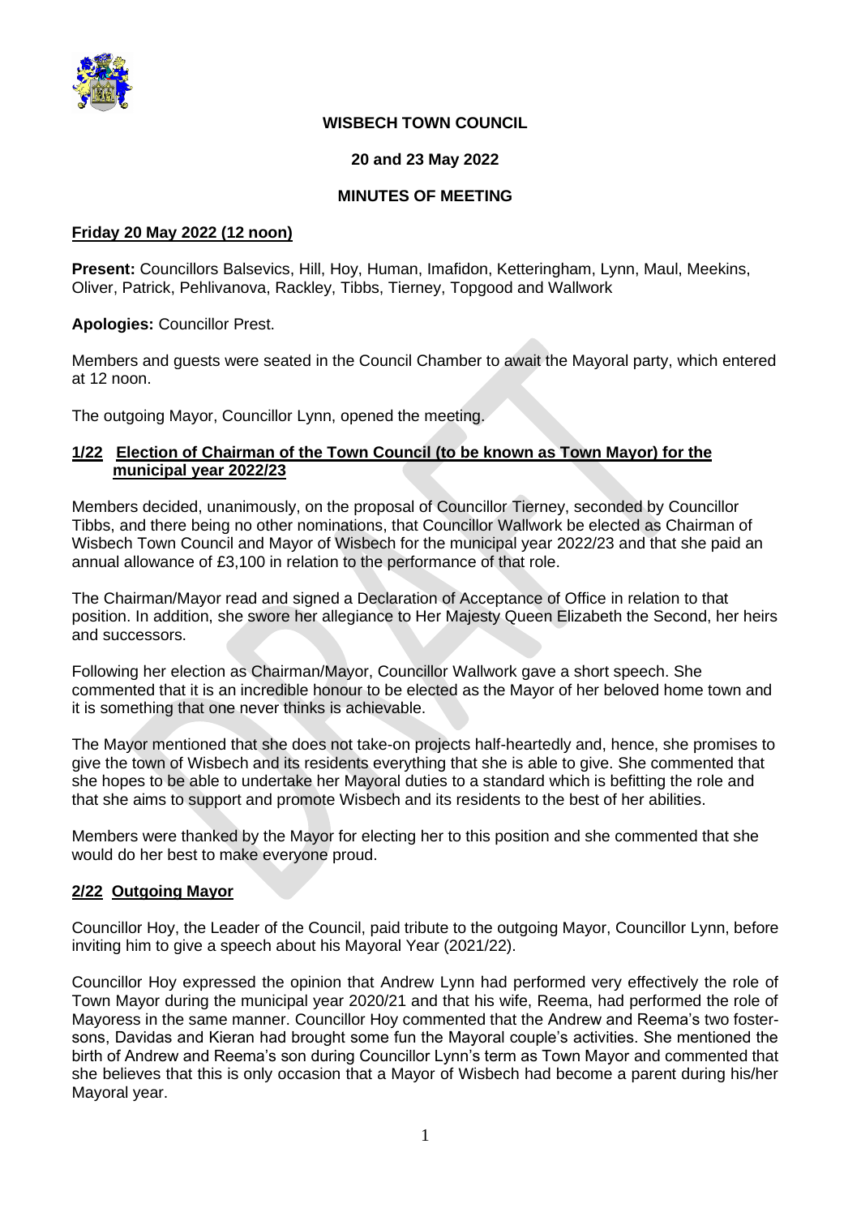# WISBECH TOWN COUNCIL

## 20 and 23 May 2022

## MINUTES OF MEETING

**Friday 20 May 2022 (12 noon)**

**Present:** Councillors Balsevics, Hill, Hoy, Human, Imafidon, Ketteringham, Lynn, Maul, Meekins, Oliver, Patrick, Pehlivanova, Rackley, Tibbs, Tierney, Topgood and Wallwork

**Apologies:** Councillor Prest.

Members and guests were seated in the Council Chamber to await the Mayoral party, which entered at 12 noon.

The outgoing Mayor, Councillor Lynn, opened the meeting.

### 1/22 Election of Chairman of the Town Council (to be known as Town Mayor) for the municipal year 2022/23

Members decided, unanimously, on the proposal of Councillor Tierney, seconded by Councillor Tibbs, and there being no other nominations, that Councillor Wallwork be elected as Chairman of Wisbech Town Council and Mayor of Wisbech for the municipal year 2022/23 and that she paid an annual allowance of £3,100 in relation to the performance of that role.

The Chairman/Mayor read and signed a Declaration of Acceptance of Office in relation to that position. In addition, she swore her allegiance to Her Majesty Queen Elizabeth the Second, her heirs and successors.

Following her election as Chairman/Mayor, Councillor Wallwork gave a short speech. She commented that it is an incredible honour to be elected as the Mayor of her beloved home town and it is something that one never thinks is achievable.

The Mayor mentioned that she does not take-on projects half-heartedly and, hence, she promises to give the town of Wisbech and its residents everything that she is able to give. She commented that she hopes to be able to undertake her Mayoral duties to a standard which is befitting the role and that she aims to support and promote Wisbech and its residents to the best of her abilities.

Members were thanked by the Mayor for electing her to this position and she commented that she would do her best to make everyone proud.

### 2/22 Outgoing Mayor

Councillor Hoy, the Leader of the Council, paid tribute to the outgoing Mayor, Councillor Lynn, before inviting him to give a speech about his Mayoral Year (2021/22).

Councillor Hoy expressed the opinion that Andrew Lynn had performed very effectively the role of Town Mayor during the municipal year 2020/21 and that his wife, Reema, had performed the role of Mayoress in the same manner. Councillor Hoy commented that the Andrew and Reema's two foster-sons, Davidas and Kieran had brought some fun the Mayoral couple's activities. She mentioned the birth of Andrew and Reema's son during Councillor Lynn's term as Town Mayor and commented that she believes that this is only occasion that a Mayor of Wisbech had become a parent during his/her Mayoral year.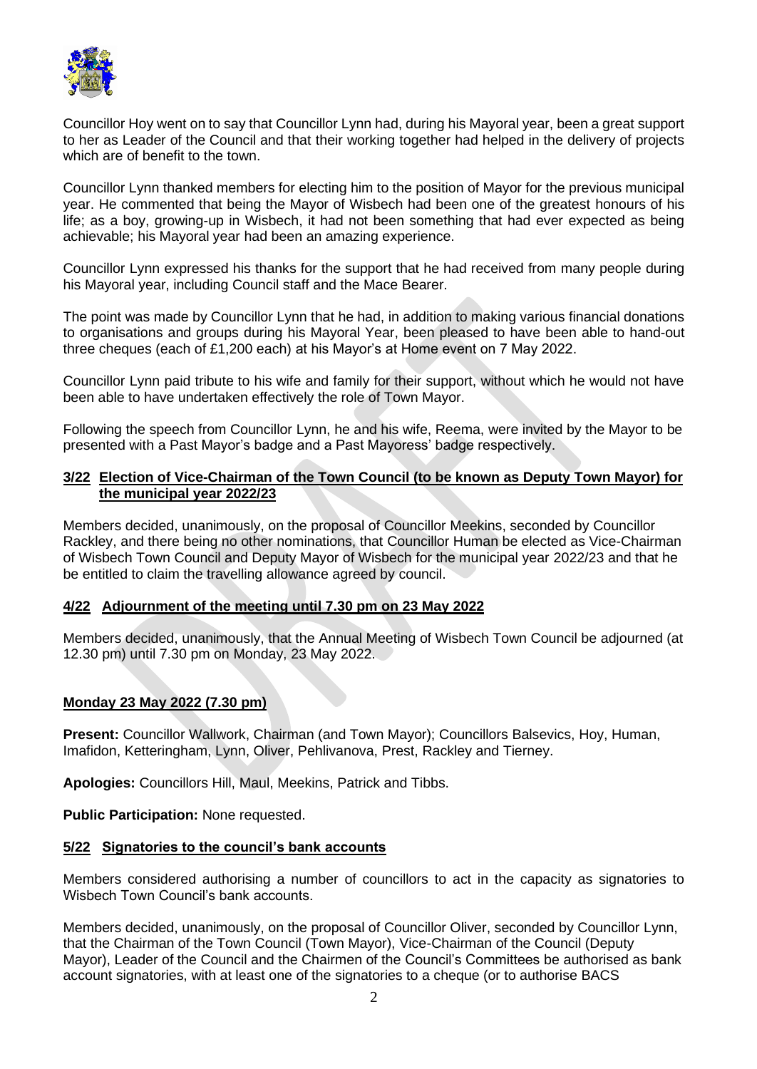Councillor Hoy went on to say that Councillor Lynn had, during his Mayoral year, been a great support to her as Leader of the Council and that their working together had helped in the delivery of projects which are of benefit to the town.

Councillor Lynn thanked members for electing him to the position of Mayor for the previous municipal year. He commented that being the Mayor of Wisbech had been one of the greatest honours of his life; as a boy, growing-up in Wisbech, it had not been something that had ever expected as being achievable; his Mayoral year had been an amazing experience.

Councillor Lynn expressed his thanks for the support that he had received from many people during his Mayoral year, including Council staff and the Mace Bearer.

The point was made by Councillor Lynn that he had, in addition to making various financial donations to organisations and groups during his Mayoral Year, been pleased to have been able to hand-out three cheques (each of £1,200 each) at his Mayor's at Home event on 7 May 2022.

Councillor Lynn paid tribute to his wife and family for their support, without which he would not have been able to have undertaken effectively the role of Town Mayor.

Following the speech from Councillor Lynn, he and his wife, Reema, were invited by the Mayor to be presented with a Past Mayor's badge and a Past Mayoress' badge respectively.

**3/22 Election of Vice-Chairman of the Town Council (to be known as Deputy Town Mayor) for the municipal year 2022/23**

Members decided, unanimously, on the proposal of Councillor Meekins, seconded by Councillor Rackley, and there being no other nominations, that Councillor Human be elected as Vice-Chairman of Wisbech Town Council and Deputy Mayor of Wisbech for the municipal year 2022/23 and that he be entitled to claim the travelling allowance agreed by council.

**4/22 Adjournment of the meeting until 7.30 pm on 23 May 2022**

Members decided, unanimously, that the Annual Meeting of Wisbech Town Council be adjourned (at 12.30 pm) until 7.30 pm on Monday, 23 May 2022.

**Monday 23 May 2022 (7.30 pm)**

**Present:** Councillor Wallwork, Chairman (and Town Mayor); Councillors Balsevics, Hoy, Human, Imafidon, Ketteringham, Lynn, Oliver, Pehlivanova, Prest, Rackley and Tierney.

**Apologies:** Councillors Hill, Maul, Meekins, Patrick and Tibbs.

**Public Participation:** None requested.

**5/22 Signatories to the council's bank accounts**

Members considered authorising a number of councillors to act in the capacity as signatories to Wisbech Town Council's bank accounts.

Members decided, unanimously, on the proposal of Councillor Oliver, seconded by Councillor Lynn, that the Chairman of the Town Council (Town Mayor), Vice-Chairman of the Council (Deputy Mayor), Leader of the Council and the Chairmen of the Council's Committees be authorised as bank account signatories, with at least one of the signatories to a cheque (or to authorise BACS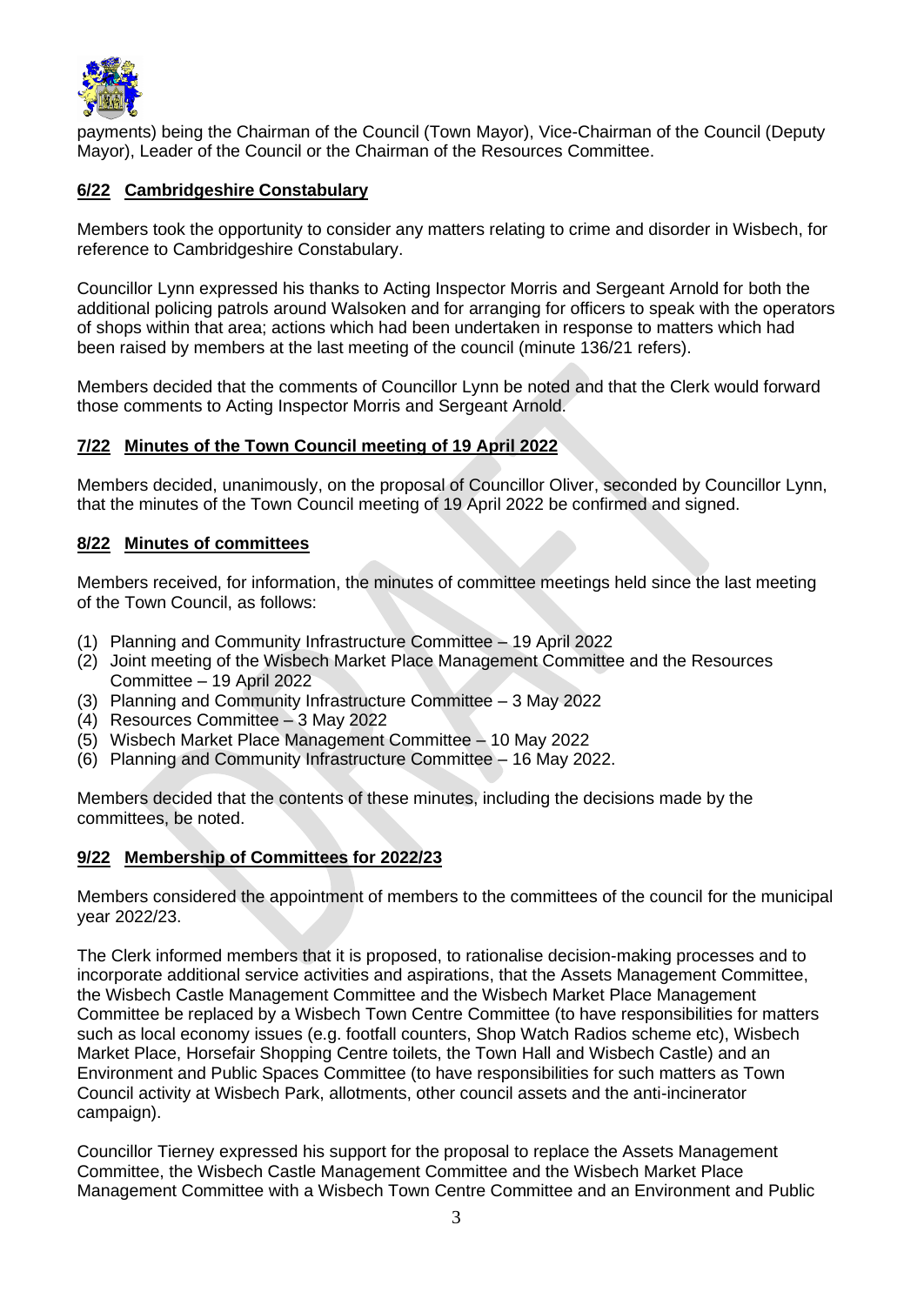payments) being the Chairman of the Council (Town Mayor), Vice-Chairman of the Council (Deputy Mayor), Leader of the Council or the Chairman of the Resources Committee.

## 6/22 Cambridgeshire Constabulary

Members took the opportunity to consider any matters relating to crime and disorder in Wisbech, for reference to Cambridgeshire Constabulary.

Councillor Lynn expressed his thanks to Acting Inspector Morris and Sergeant Arnold for both the additional policing patrols around Walsoken and for arranging for officers to speak with the operators of shops within that area; actions which had been undertaken in response to matters which had been raised by members at the last meeting of the council (minute 136/21 refers).

Members decided that the comments of Councillor Lynn be noted and that the Clerk would forward those comments to Acting Inspector Morris and Sergeant Arnold.

## 7/22 Minutes of the Town Council meeting of 19 April 2022

Members decided, unanimously, on the proposal of Councillor Oliver, seconded by Councillor Lynn, that the minutes of the Town Council meeting of 19 April 2022 be confirmed and signed.

## 8/22 Minutes of committees

Members received, for information, the minutes of committee meetings held since the last meeting of the Town Council, as follows:

(1) Planning and Community Infrastructure Committee – 19 April 2022
(2) Joint meeting of the Wisbech Market Place Management Committee and the Resources Committee – 19 April 2022
(3) Planning and Community Infrastructure Committee – 3 May 2022
(4) Resources Committee – 3 May 2022
(5) Wisbech Market Place Management Committee – 10 May 2022
(6) Planning and Community Infrastructure Committee – 16 May 2022.

Members decided that the contents of these minutes, including the decisions made by the committees, be noted.

## 9/22 Membership of Committees for 2022/23

Members considered the appointment of members to the committees of the council for the municipal year 2022/23.

The Clerk informed members that it is proposed, to rationalise decision-making processes and to incorporate additional service activities and aspirations, that the Assets Management Committee, the Wisbech Castle Management Committee and the Wisbech Market Place Management Committee be replaced by a Wisbech Town Centre Committee (to have responsibilities for matters such as local economy issues (e.g. footfall counters, Shop Watch Radios scheme etc), Wisbech Market Place, Horsefair Shopping Centre toilets, the Town Hall and Wisbech Castle) and an Environment and Public Spaces Committee (to have responsibilities for such matters as Town Council activity at Wisbech Park, allotments, other council assets and the anti-incinerator campaign).

Councillor Tierney expressed his support for the proposal to replace the Assets Management Committee, the Wisbech Castle Management Committee and the Wisbech Market Place Management Committee with a Wisbech Town Centre Committee and an Environment and Public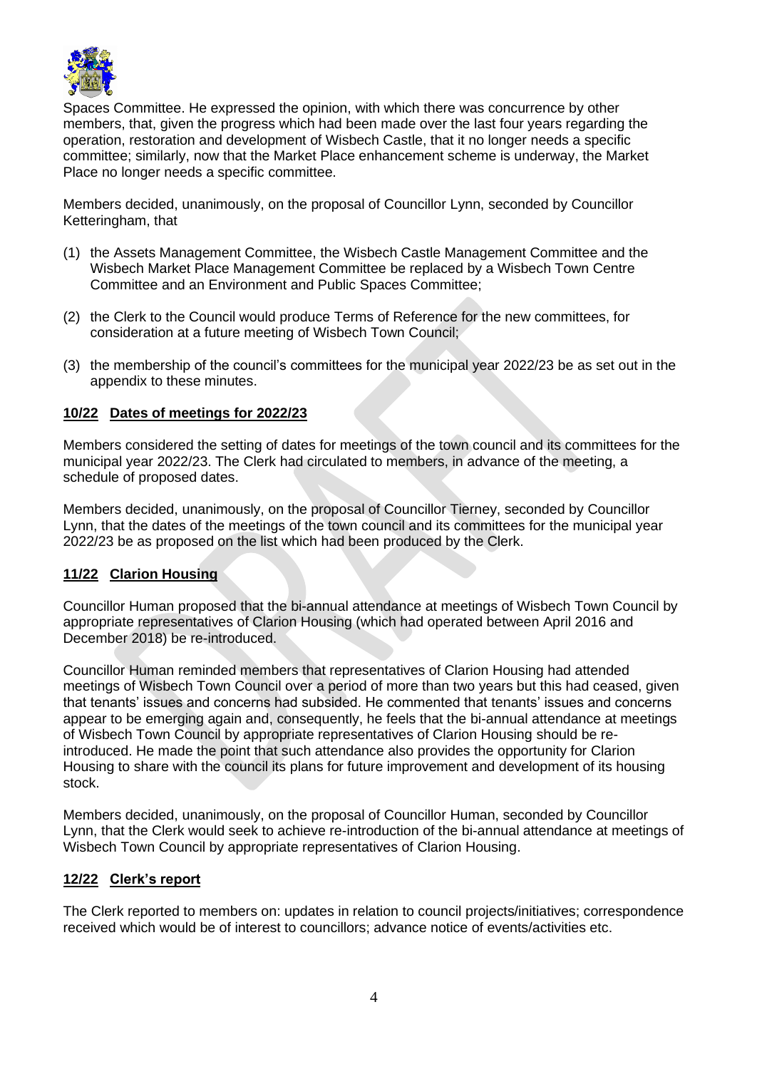Spaces Committee. He expressed the opinion, with which there was concurrence by other members, that, given the progress which had been made over the last four years regarding the operation, restoration and development of Wisbech Castle, that it no longer needs a specific committee; similarly, now that the Market Place enhancement scheme is underway, the Market Place no longer needs a specific committee.

Members decided, unanimously, on the proposal of Councillor Lynn, seconded by Councillor Ketteringham, that

(1) the Assets Management Committee, the Wisbech Castle Management Committee and the Wisbech Market Place Management Committee be replaced by a Wisbech Town Centre Committee and an Environment and Public Spaces Committee;

(2) the Clerk to the Council would produce Terms of Reference for the new committees, for consideration at a future meeting of Wisbech Town Council;

(3) the membership of the council's committees for the municipal year 2022/23 be as set out in the appendix to these minutes.

**<u>10/22 Dates of meetings for 2022/23</u>**

Members considered the setting of dates for meetings of the town council and its committees for the municipal year 2022/23. The Clerk had circulated to members, in advance of the meeting, a schedule of proposed dates.

Members decided, unanimously, on the proposal of Councillor Tierney, seconded by Councillor Lynn, that the dates of the meetings of the town council and its committees for the municipal year 2022/23 be as proposed on the list which had been produced by the Clerk.

**<u>11/22 Clarion Housing</u>**

Councillor Human proposed that the bi-annual attendance at meetings of Wisbech Town Council by appropriate representatives of Clarion Housing (which had operated between April 2016 and December 2018) be re-introduced.

Councillor Human reminded members that representatives of Clarion Housing had attended meetings of Wisbech Town Council over a period of more than two years but this had ceased, given that tenants' issues and concerns had subsided. He commented that tenants' issues and concerns appear to be emerging again and, consequently, he feels that the bi-annual attendance at meetings of Wisbech Town Council by appropriate representatives of Clarion Housing should be re-introduced. He made the point that such attendance also provides the opportunity for Clarion Housing to share with the council its plans for future improvement and development of its housing stock.

Members decided, unanimously, on the proposal of Councillor Human, seconded by Councillor Lynn, that the Clerk would seek to achieve re-introduction of the bi-annual attendance at meetings of Wisbech Town Council by appropriate representatives of Clarion Housing.

**<u>12/22 Clerk's report</u>**

The Clerk reported to members on: updates in relation to council projects/initiatives; correspondence received which would be of interest to councillors; advance notice of events/activities etc.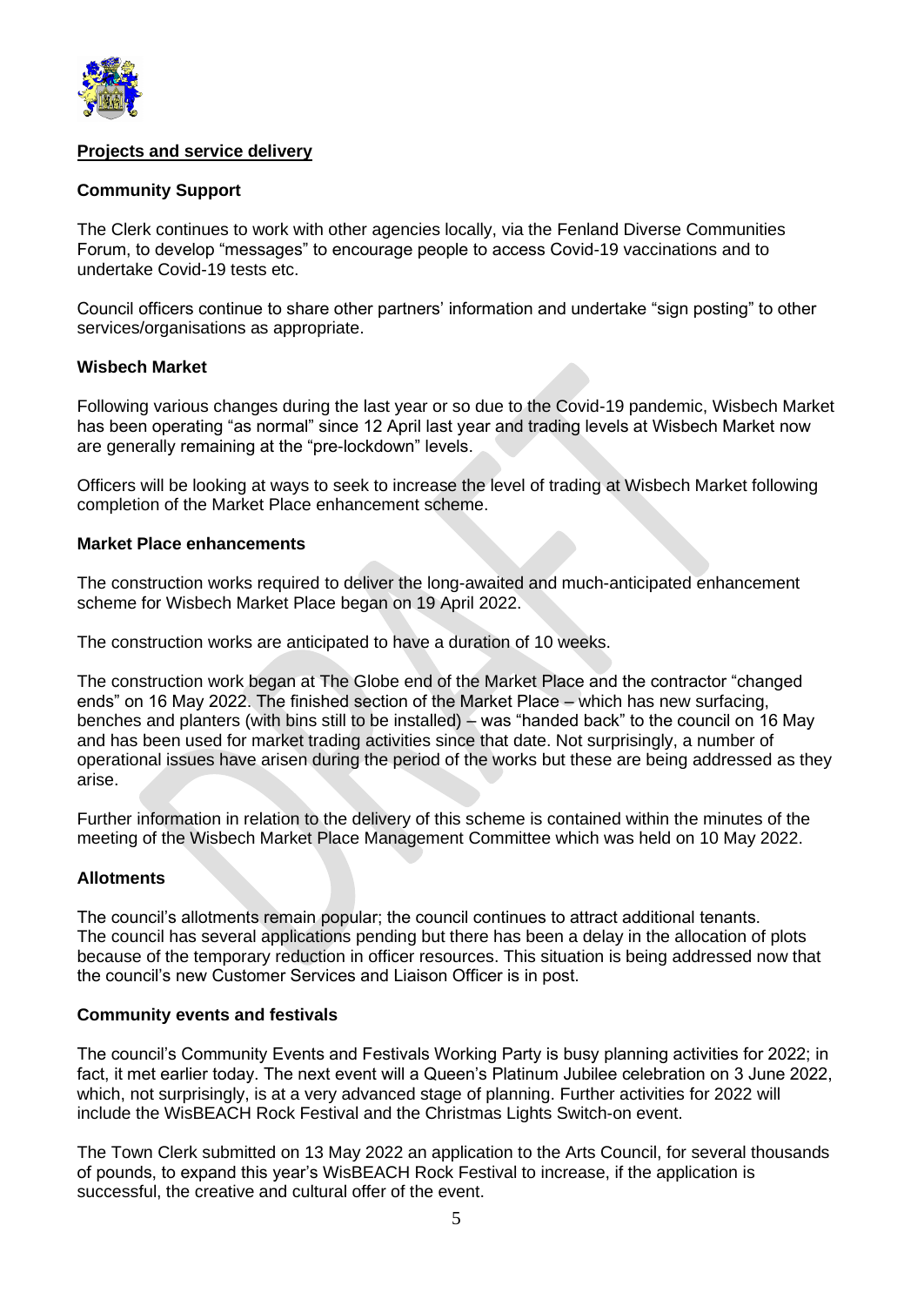**Projects and service delivery**

**Community Support**

The Clerk continues to work with other agencies locally, via the Fenland Diverse Communities Forum, to develop "messages" to encourage people to access Covid-19 vaccinations and to undertake Covid-19 tests etc.

Council officers continue to share other partners' information and undertake "sign posting" to other services/organisations as appropriate.

**Wisbech Market**

Following various changes during the last year or so due to the Covid-19 pandemic, Wisbech Market has been operating "as normal" since 12 April last year and trading levels at Wisbech Market now are generally remaining at the "pre-lockdown" levels.

Officers will be looking at ways to seek to increase the level of trading at Wisbech Market following completion of the Market Place enhancement scheme.

**Market Place enhancements**

The construction works required to deliver the long-awaited and much-anticipated enhancement scheme for Wisbech Market Place began on 19 April 2022.

The construction works are anticipated to have a duration of 10 weeks.

The construction work began at The Globe end of the Market Place and the contractor "changed ends" on 16 May 2022. The finished section of the Market Place – which has new surfacing, benches and planters (with bins still to be installed) – was "handed back" to the council on 16 May and has been used for market trading activities since that date. Not surprisingly, a number of operational issues have arisen during the period of the works but these are being addressed as they arise.

Further information in relation to the delivery of this scheme is contained within the minutes of the meeting of the Wisbech Market Place Management Committee which was held on 10 May 2022.

**Allotments**

The council's allotments remain popular; the council continues to attract additional tenants. The council has several applications pending but there has been a delay in the allocation of plots because of the temporary reduction in officer resources. This situation is being addressed now that the council's new Customer Services and Liaison Officer is in post.

**Community events and festivals**

The council's Community Events and Festivals Working Party is busy planning activities for 2022; in fact, it met earlier today. The next event will a Queen's Platinum Jubilee celebration on 3 June 2022, which, not surprisingly, is at a very advanced stage of planning. Further activities for 2022 will include the WisBEACH Rock Festival and the Christmas Lights Switch-on event.

The Town Clerk submitted on 13 May 2022 an application to the Arts Council, for several thousands of pounds, to expand this year's WisBEACH Rock Festival to increase, if the application is successful, the creative and cultural offer of the event.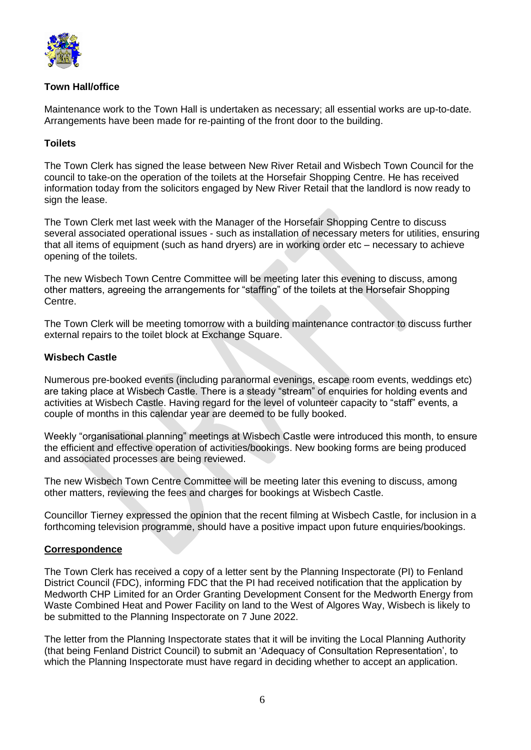**Town Hall/office**

Maintenance work to the Town Hall is undertaken as necessary; all essential works are up-to-date. Arrangements have been made for re-painting of the front door to the building.

**Toilets**

The Town Clerk has signed the lease between New River Retail and Wisbech Town Council for the council to take-on the operation of the toilets at the Horsefair Shopping Centre. He has received information today from the solicitors engaged by New River Retail that the landlord is now ready to sign the lease.

The Town Clerk met last week with the Manager of the Horsefair Shopping Centre to discuss several associated operational issues - such as installation of necessary meters for utilities, ensuring that all items of equipment (such as hand dryers) are in working order etc – necessary to achieve opening of the toilets.

The new Wisbech Town Centre Committee will be meeting later this evening to discuss, among other matters, agreeing the arrangements for "staffing" of the toilets at the Horsefair Shopping Centre.

The Town Clerk will be meeting tomorrow with a building maintenance contractor to discuss further external repairs to the toilet block at Exchange Square.

**Wisbech Castle**

Numerous pre-booked events (including paranormal evenings, escape room events, weddings etc) are taking place at Wisbech Castle. There is a steady "stream" of enquiries for holding events and activities at Wisbech Castle. Having regard for the level of volunteer capacity to "staff" events, a couple of months in this calendar year are deemed to be fully booked.

Weekly "organisational planning" meetings at Wisbech Castle were introduced this month, to ensure the efficient and effective operation of activities/bookings. New booking forms are being produced and associated processes are being reviewed.

The new Wisbech Town Centre Committee will be meeting later this evening to discuss, among other matters, reviewing the fees and charges for bookings at Wisbech Castle.

Councillor Tierney expressed the opinion that the recent filming at Wisbech Castle, for inclusion in a forthcoming television programme, should have a positive impact upon future enquiries/bookings.

**Correspondence**

The Town Clerk has received a copy of a letter sent by the Planning Inspectorate (PI) to Fenland District Council (FDC), informing FDC that the PI had received notification that the application by Medworth CHP Limited for an Order Granting Development Consent for the Medworth Energy from Waste Combined Heat and Power Facility on land to the West of Algores Way, Wisbech is likely to be submitted to the Planning Inspectorate on 7 June 2022.

The letter from the Planning Inspectorate states that it will be inviting the Local Planning Authority (that being Fenland District Council) to submit an 'Adequacy of Consultation Representation', to which the Planning Inspectorate must have regard in deciding whether to accept an application.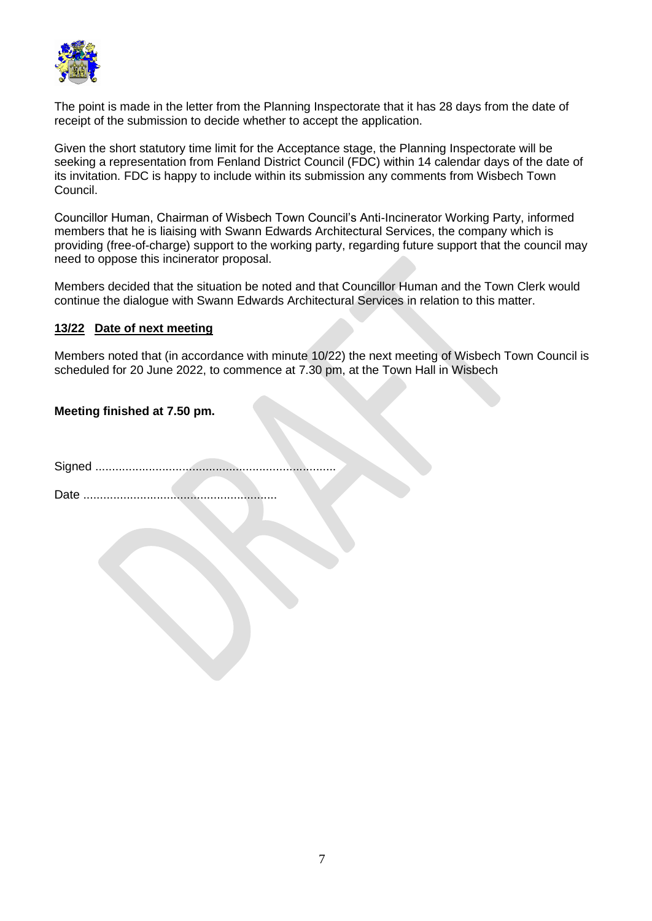The point is made in the letter from the Planning Inspectorate that it has 28 days from the date of receipt of the submission to decide whether to accept the application.

Given the short statutory time limit for the Acceptance stage, the Planning Inspectorate will be seeking a representation from Fenland District Council (FDC) within 14 calendar days of the date of its invitation. FDC is happy to include within its submission any comments from Wisbech Town Council.

Councillor Human, Chairman of Wisbech Town Council's Anti-Incinerator Working Party, informed members that he is liaising with Swann Edwards Architectural Services, the company which is providing (free-of-charge) support to the working party, regarding future support that the council may need to oppose this incinerator proposal.

Members decided that the situation be noted and that Councillor Human and the Town Clerk would continue the dialogue with Swann Edwards Architectural Services in relation to this matter.

**13/22 Date of next meeting**

Members noted that (in accordance with minute 10/22) the next meeting of Wisbech Town Council is scheduled for 20 June 2022, to commence at 7.30 pm, at the Town Hall in Wisbech

**Meeting finished at 7.50 pm.**

Signed ........................................................................

Date ..........................................................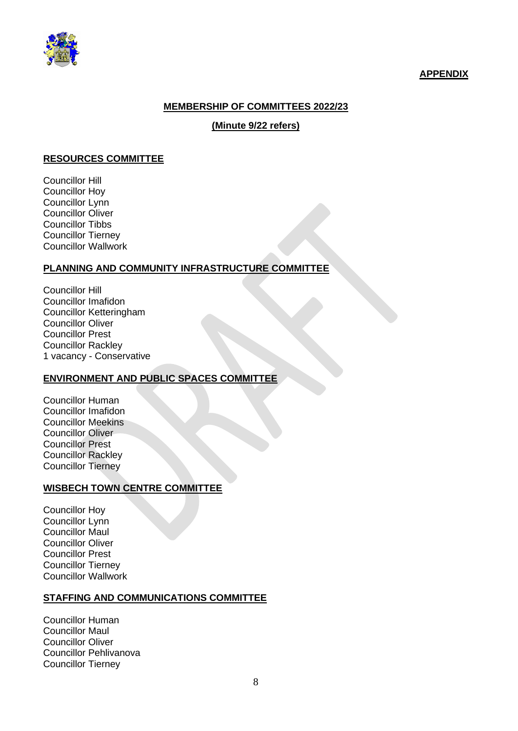**APPENDIX**

## MEMBERSHIP OF COMMITTEES 2022/23

**(Minute 9/22 refers)**

### RESOURCES COMMITTEE

Councillor Hill
Councillor Hoy
Councillor Lynn
Councillor Oliver
Councillor Tibbs
Councillor Tierney
Councillor Wallwork

### PLANNING AND COMMUNITY INFRASTRUCTURE COMMITTEE

Councillor Hill
Councillor Imafidon
Councillor Ketteringham
Councillor Oliver
Councillor Prest
Councillor Rackley
1 vacancy - Conservative

### ENVIRONMENT AND PUBLIC SPACES COMMITTEE

Councillor Human
Councillor Imafidon
Councillor Meekins
Councillor Oliver
Councillor Prest
Councillor Rackley
Councillor Tierney

### WISBECH TOWN CENTRE COMMITTEE

Councillor Hoy
Councillor Lynn
Councillor Maul
Councillor Oliver
Councillor Prest
Councillor Tierney
Councillor Wallwork

### STAFFING AND COMMUNICATIONS COMMITTEE

Councillor Human
Councillor Maul
Councillor Oliver
Councillor Pehlivanova
Councillor Tierney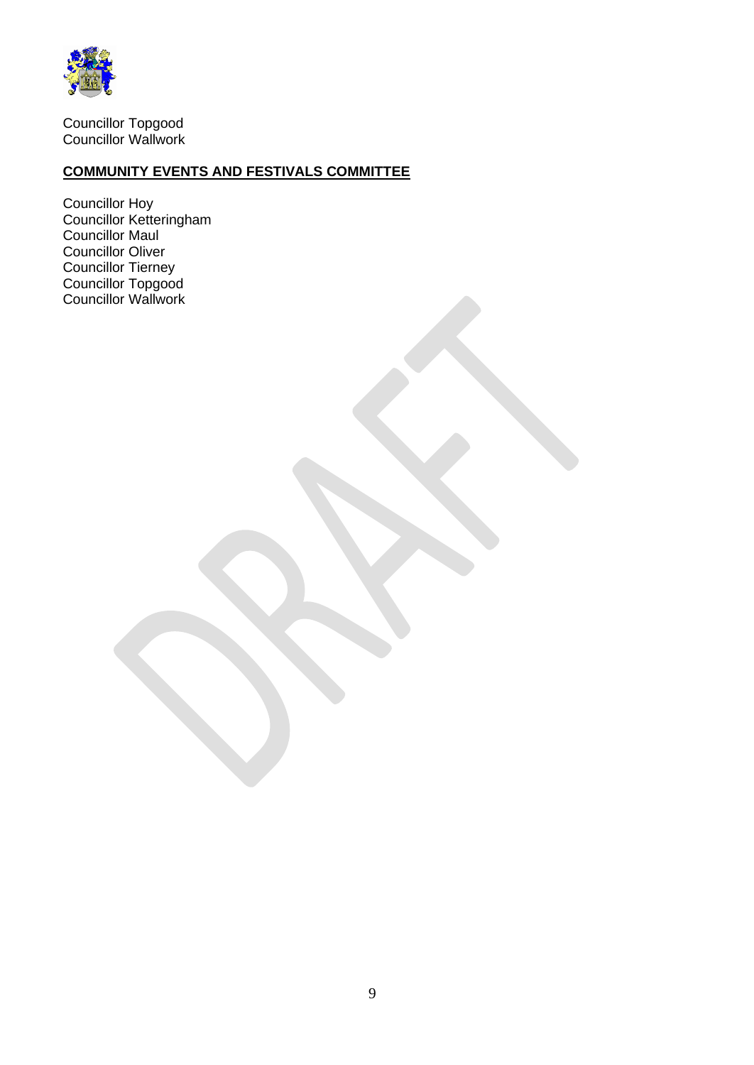Councillor Topgood
Councillor Wallwork

**COMMUNITY EVENTS AND FESTIVALS COMMITTEE**

Councillor Hoy
Councillor Ketteringham
Councillor Maul
Councillor Oliver
Councillor Tierney
Councillor Topgood
Councillor Wallwork